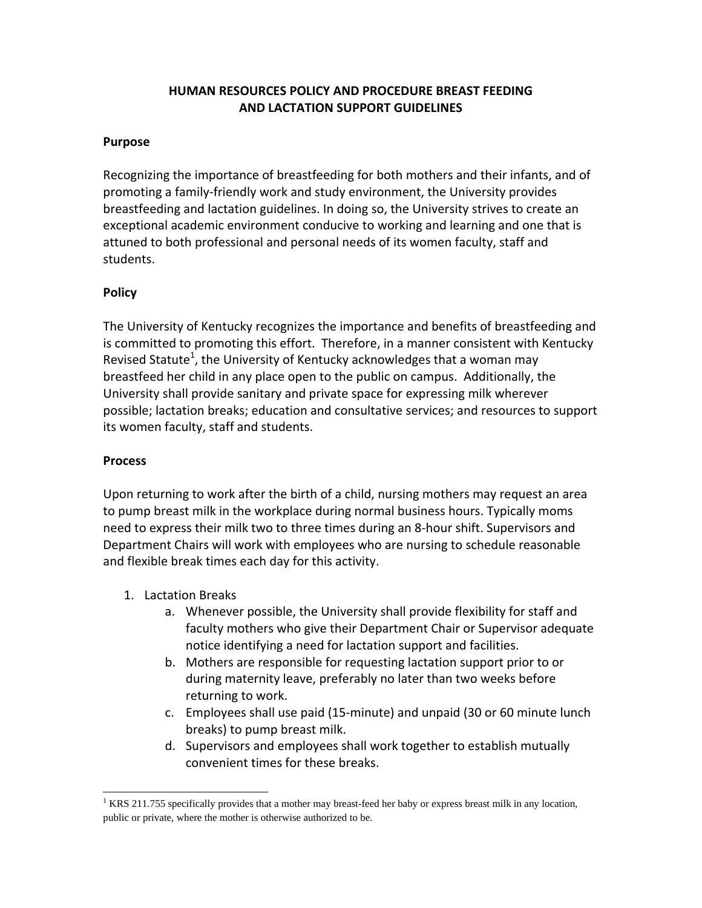# HUMAN RESOURCES POLICY AND PROCEDURE BREAST FEEDING AND LACTATION SUPPORT GUIDELINES

## Purpose

Recognizing the importance of breastfeeding for both mothers and their infants, and of promoting a family-friendly work and study environment, the University provides breastfeeding and lactation guidelines. In doing so, the University strives to create an exceptional academic environment conducive to working and learning and one that is attuned to both professional and personal needs of its women faculty, staff and students.

## Policy

The University of Kentucky recognizes the importance and benefits of breastfeeding and is committed to promoting this effort. Therefore, in a manner consistent with Kentucky Revised Statute[1], the University of Kentucky acknowledges that a woman may breastfeed her child in any place open to the public on campus. Additionally, the University shall provide sanitary and private space for expressing milk wherever possible; lactation breaks; education and consultative services; and resources to support its women faculty, staff and students.

## Process

Upon returning to work after the birth of a child, nursing mothers may request an area to pump breast milk in the workplace during normal business hours. Typically moms need to express their milk two to three times during an 8-hour shift. Supervisors and Department Chairs will work with employees who are nursing to schedule reasonable and flexible break times each day for this activity.

1. Lactation Breaks
    a. Whenever possible, the University shall provide flexibility for staff and faculty mothers who give their Department Chair or Supervisor adequate notice identifying a need for lactation support and facilities.
    b. Mothers are responsible for requesting lactation support prior to or during maternity leave, preferably no later than two weeks before returning to work.
    c. Employees shall use paid (15-minute) and unpaid (30 or 60 minute lunch breaks) to pump breast milk.
    d. Supervisors and employees shall work together to establish mutually convenient times for these breaks.

---

[1] KRS 211.755 specifically provides that a mother may breast-feed her baby or express breast milk in any location, public or private, where the mother is otherwise authorized to be.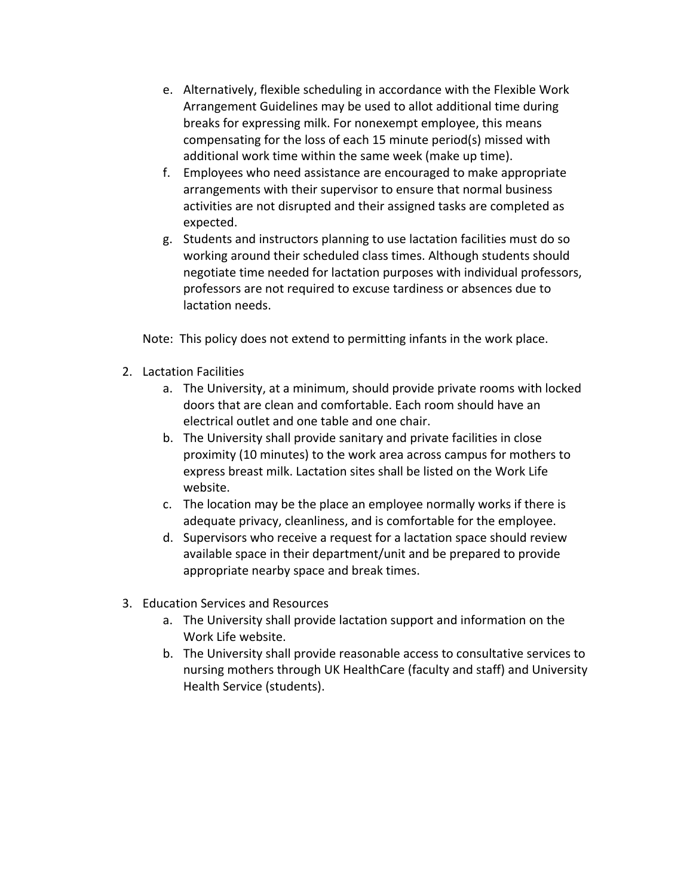e. Alternatively, flexible scheduling in accordance with the Flexible Work Arrangement Guidelines may be used to allot additional time during breaks for expressing milk. For nonexempt employee, this means compensating for the loss of each 15 minute period(s) missed with additional work time within the same week (make up time).
f. Employees who need assistance are encouraged to make appropriate arrangements with their supervisor to ensure that normal business activities are not disrupted and their assigned tasks are completed as expected.
g. Students and instructors planning to use lactation facilities must do so working around their scheduled class times. Although students should negotiate time needed for lactation purposes with individual professors, professors are not required to excuse tardiness or absences due to lactation needs.

Note: This policy does not extend to permitting infants in the work place.

2. Lactation Facilities
   a. The University, at a minimum, should provide private rooms with locked doors that are clean and comfortable. Each room should have an electrical outlet and one table and one chair.
   b. The University shall provide sanitary and private facilities in close proximity (10 minutes) to the work area across campus for mothers to express breast milk. Lactation sites shall be listed on the Work Life website.
   c. The location may be the place an employee normally works if there is adequate privacy, cleanliness, and is comfortable for the employee.
   d. Supervisors who receive a request for a lactation space should review available space in their department/unit and be prepared to provide appropriate nearby space and break times.

3. Education Services and Resources
   a. The University shall provide lactation support and information on the Work Life website.
   b. The University shall provide reasonable access to consultative services to nursing mothers through UK HealthCare (faculty and staff) and University Health Service (students).